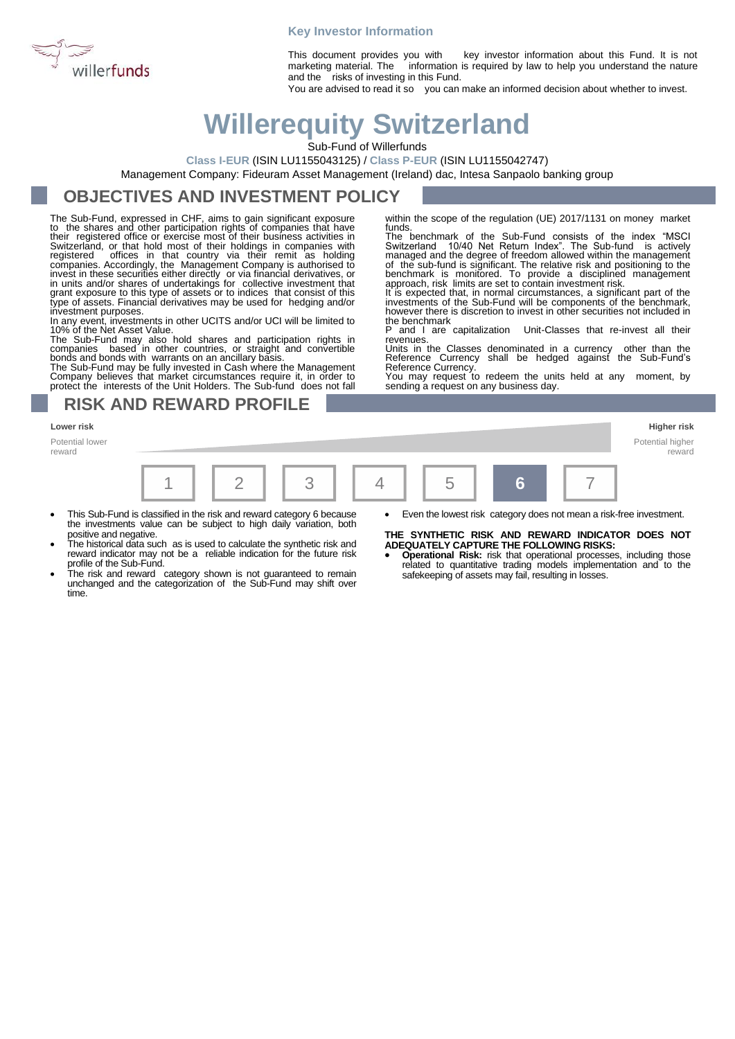willerfunds

**Key Investor Information**

This document provides you with key investor information about this Fund. It is not marketing material. The information is required by law to help you understand the nature and the risks of investing in this Fund.

You are advised to read it so you can make an informed decision about whether to invest.

# Willerequity Switzerland

Sub-Fund of Willerfunds

**Class I-EUR** (ISIN LU1155043125) / **Class P-EUR** (ISIN LU1155042747)

Management Company: Fideuram Asset Management (Ireland) dac, Intesa Sanpaolo banking group

## OBJECTIVES AND INVESTMENT POLICY

The Sub-Fund, expressed in CHF, aims to gain significant exposure to the shares and other participation rights of companies that have their registered office or exercise most of their business activities in Switzerland, or that hold most of their holdings in companies with registered offices in that country via their remit as holding companies. Accordingly, the Management Company is authorised to invest in these securities either directly or via financial derivatives, or in units and/or shares of undertakings for collective investment that grant exposure to this type of assets or to indices that consist of this type of assets. Financial derivatives may be used for hedging and/or investment purposes.

In any event, investments in other UCITS and/or UCI will be limited to 10% of the Net Asset Value.

The Sub-Fund may also hold shares and participation rights in companies based in other countries, or straight and convertible bonds and bonds with warrants on an ancillary basis.

The Sub-Fund may be fully invested in Cash where the Management Company believes that market circumstances require it, in order to protect the interests of the Unit Holders. The Sub-fund does not fall within the scope of the regulation (UE) 2017/1131 on money market funds.

The benchmark of the Sub-Fund consists of the index "MSCI Switzerland 10/40 Net Return Index". The Sub-fund is actively managed and the degree of freedom allowed within the management of the sub-fund is significant. The relative risk and positioning to the benchmark is monitored. To provide a disciplined management approach, risk limits are set to contain investment risk.

It is expected that, in normal circumstances, a significant part of the investments of the Sub-Fund will be components of the benchmark, however there is discretion to invest in other securities not included in the benchmark

P and I are capitalization Unit-Classes that re-invest all their revenues.

Units in the Classes denominated in a currency other than the Reference Currency shall be hedged against the Sub-Fund's Reference Currency.

You may request to redeem the units held at any moment, by sending a request on any business day.

## RISK AND REWARD PROFILE

| **Lower risk** | | | | | | **Higher risk** |
|---|---|---|---|---|---|---|
| Potential lower reward | | | | | | Potential higher reward |
| 1 | 2 | 3 | 4 | 5 | **6** | 7 |

- This Sub-Fund is classified in the risk and reward category 6 because the investments value can be subject to high daily variation, both positive and negative.
- The historical data such as is used to calculate the synthetic risk and reward indicator may not be a reliable indication for the future risk profile of the Sub-Fund.
- The risk and reward category shown is not guaranteed to remain unchanged and the categorization of the Sub-Fund may shift over time.
- Even the lowest risk category does not mean a risk-free investment.

**THE SYNTHETIC RISK AND REWARD INDICATOR DOES NOT ADEQUATELY CAPTURE THE FOLLOWING RISKS:**

- **Operational Risk:** risk that operational processes, including those related to quantitative trading models implementation and to the safekeeping of assets may fail, resulting in losses.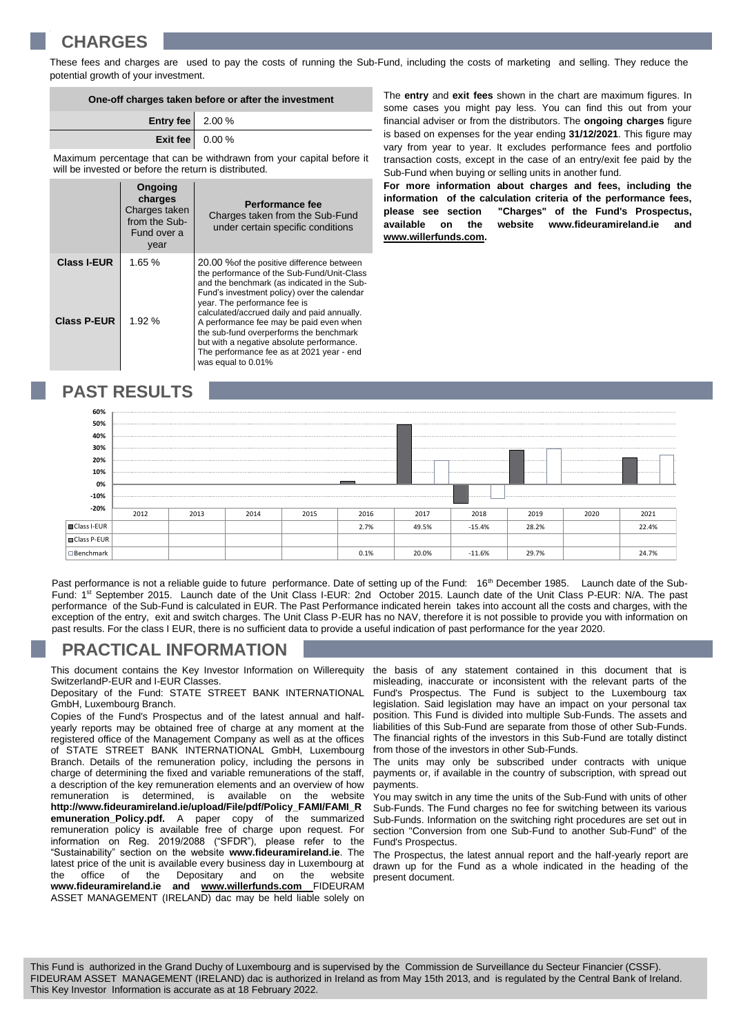## CHARGES

These fees and charges are used to pay the costs of running the Sub-Fund, including the costs of marketing and selling. They reduce the potential growth of your investment.

| One-off charges taken before or after the investment | |
|---|---|
| **Entry fee** | 2.00 % |
| **Exit fee** | 0.00 % |

Maximum percentage that can be withdrawn from your capital before it will be invested or before the return is distributed.

| | **Ongoing charges** Charges taken from the Sub-Fund over a year | **Performance fee** Charges taken from the Sub-Fund under certain specific conditions |
|---|---|---|
| **Class I-EUR** | 1.65 % | 20.00 %of the positive difference between the performance of the Sub-Fund/Unit-Class and the benchmark (as indicated in the Sub-Fund's investment policy) over the calendar year. The performance fee is calculated/accrued daily and paid annually. A performance fee may be paid even when the sub-fund overperforms the benchmark but with a negative absolute performance. The performance fee as at 2021 year - end was equal to 0.01% |
| **Class P-EUR** | 1.92 % | |

The **entry** and **exit fees** shown in the chart are maximum figures. In some cases you might pay less. You can find this out from your financial adviser or from the distributors. The **ongoing charges** figure is based on expenses for the year ending **31/12/2021**. This figure may vary from year to year. It excludes performance fees and portfolio transaction costs, except in the case of an entry/exit fee paid by the Sub-Fund when buying or selling units in another fund.

**For more information about charges and fees, including the information of the calculation criteria of the performance fees, please see section "Charges" of the Fund's Prospectus, available on the website www.fideuramireland.ie and www.willerfunds.com.**

## PAST RESULTS

60%
50%
40%
30%
20%
10%
0%
-10%
-20%

| | 2012 | 2013 | 2014 | 2015 | 2016 | 2017 | 2018 | 2019 | 2020 | 2021 |
|---|---|---|---|---|---|---|---|---|---|---|
| Class I-EUR | | | | | 2.7% | 49.5% | -15.4% | 28.2% | | 22.4% |
| Class P-EUR | | | | | | | | | | |
| Benchmark | | | | | 0.1% | 20.0% | -11.6% | 29.7% | | 24.7% |

Past performance is not a reliable guide to future performance. Date of setting up of the Fund: 16th December 1985. Launch date of the Sub-Fund: 1st September 2015. Launch date of the Unit Class I-EUR: 2nd October 2015. Launch date of the Unit Class P-EUR: N/A. The past performance of the Sub-Fund is calculated in EUR. The Past Performance indicated herein takes into account all the costs and charges, with the exception of the entry, exit and switch charges. The Unit Class P-EUR has no NAV, therefore it is not possible to provide you with information on past results. For the class I EUR, there is no sufficient data to provide a useful indication of past performance for the year 2020.

## PRACTICAL INFORMATION

This document contains the Key Investor Information on Willerequity SwitzerlandP-EUR and I-EUR Classes.

Depositary of the Fund: STATE STREET BANK INTERNATIONAL GmbH, Luxembourg Branch.

Copies of the Fund's Prospectus and of the latest annual and half-yearly reports may be obtained free of charge at any moment at the registered office of the Management Company as well as at the offices of STATE STREET BANK INTERNATIONAL GmbH, Luxembourg Branch. Details of the remuneration policy, including the persons in charge of determining the fixed and variable remunerations of the staff, a description of the key remuneration elements and an overview of how remuneration is determined, is available on the website **http://www.fideuramireland.ie/upload/File/pdf/Policy_FAMI/FAMI_Remuneration_Policy.pdf.** A paper copy of the summarized remuneration policy is available free of charge upon request. For information on Reg. 2019/2088 ("SFDR"), please refer to the "Sustainability" section on the website **www.fideuramireland.ie**. The latest price of the unit is available every business day in Luxembourg at the office of the Depositary and on the website **www.fideuramireland.ie and www.willerfunds.com** FIDEURAM ASSET MANAGEMENT (IRELAND) dac may be held liable solely on the basis of any statement contained in this document that is misleading, inaccurate or inconsistent with the relevant parts of the Fund's Prospectus. The Fund is subject to the Luxembourg tax legislation. Said legislation may have an impact on your personal tax position. This Fund is divided into multiple Sub-Funds. The assets and liabilities of this Sub-Fund are separate from those of other Sub-Funds. The financial rights of the investors in this Sub-Fund are totally distinct from those of the investors in other Sub-Funds.

The units may be subscribed under contracts with unique payments or, if available in the country of subscription, with spread out payments.

You may switch in any time the units of the Sub-Fund with units of other Sub-Funds. The Fund charges no fee for switching between its various Sub-Funds. Information on the switching right procedures are set out in section "Conversion from one Sub-Fund to another Sub-Fund" of the Fund's Prospectus.

The Prospectus, the latest annual report and the half-yearly report are drawn up for the Fund as a whole indicated in the heading of the present document.

This Fund is authorized in the Grand Duchy of Luxembourg and is supervised by the Commission de Surveillance du Secteur Financier (CSSF). FIDEURAM ASSET MANAGEMENT (IRELAND) dac is authorized in Ireland as from May 15th 2013, and is regulated by the Central Bank of Ireland. This Key Investor Information is accurate as at 18 February 2022.